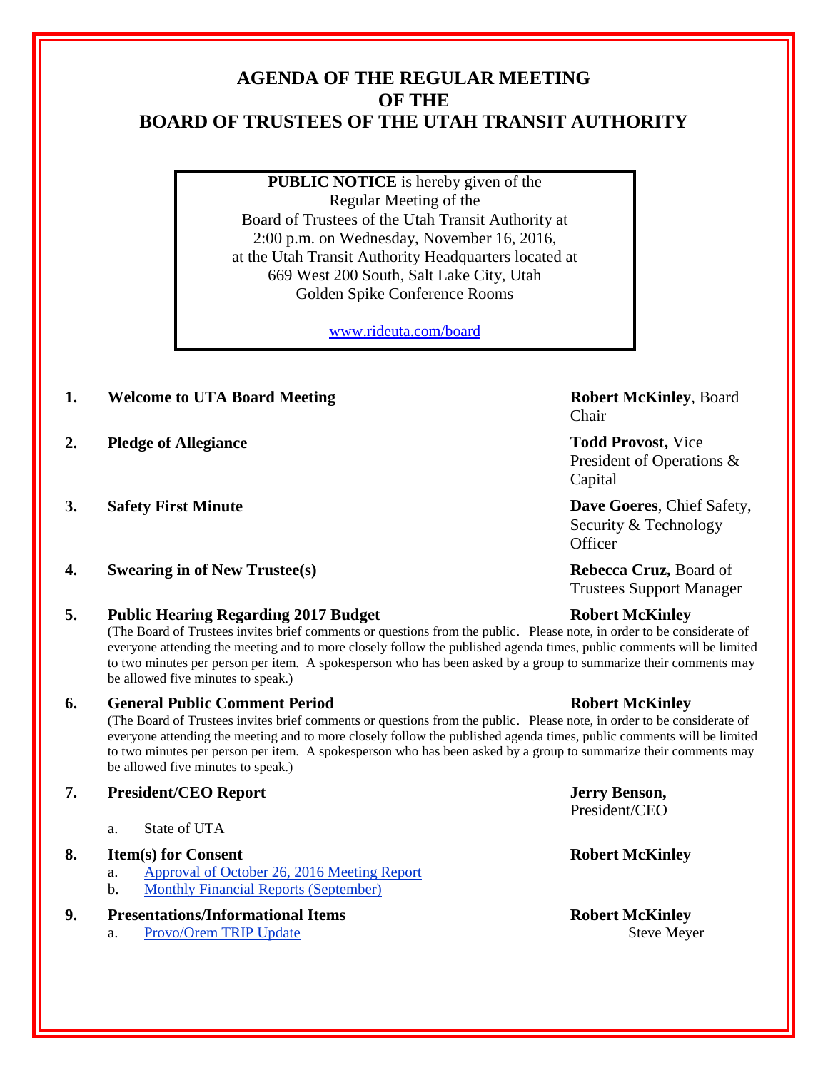# AGENDA OF THE REGULAR MEETING OF THE BOARD OF TRUSTEES OF THE UTAH TRANSIT AUTHORITY

**PUBLIC NOTICE** is hereby given of the Regular Meeting of the Board of Trustees of the Utah Transit Authority at 2:00 p.m. on Wednesday, November 16, 2016, at the Utah Transit Authority Headquarters located at 669 West 200 South, Salt Lake City, Utah Golden Spike Conference Rooms

www.rideuta.com/board

1. **Welcome to UTA Board Meeting** — **Robert McKinley**, Board Chair

2. **Pledge of Allegiance** — **Todd Provost,** Vice President of Operations & Capital

3. **Safety First Minute** — **Dave Goeres**, Chief Safety, Security & Technology Officer

4. **Swearing in of New Trustee(s)** — **Rebecca Cruz,** Board of Trustees Support Manager

5. **Public Hearing Regarding 2017 Budget** — **Robert McKinley**

   (The Board of Trustees invites brief comments or questions from the public. Please note, in order to be considerate of everyone attending the meeting and to more closely follow the published agenda times, public comments will be limited to two minutes per person per item. A spokesperson who has been asked by a group to summarize their comments may be allowed five minutes to speak.)

6. **General Public Comment Period** — **Robert McKinley**

   (The Board of Trustees invites brief comments or questions from the public. Please note, in order to be considerate of everyone attending the meeting and to more closely follow the published agenda times, public comments will be limited to two minutes per person per item. A spokesperson who has been asked by a group to summarize their comments may be allowed five minutes to speak.)

7. **President/CEO Report** — **Jerry Benson,** President/CEO

   a. State of UTA

8. **Item(s) for Consent** — **Robert McKinley**

   a. Approval of October 26, 2016 Meeting Report

   b. Monthly Financial Reports (September)

9. **Presentations/Informational Items** — **Robert McKinley**

   a. Provo/Orem TRIP Update — Steve Meyer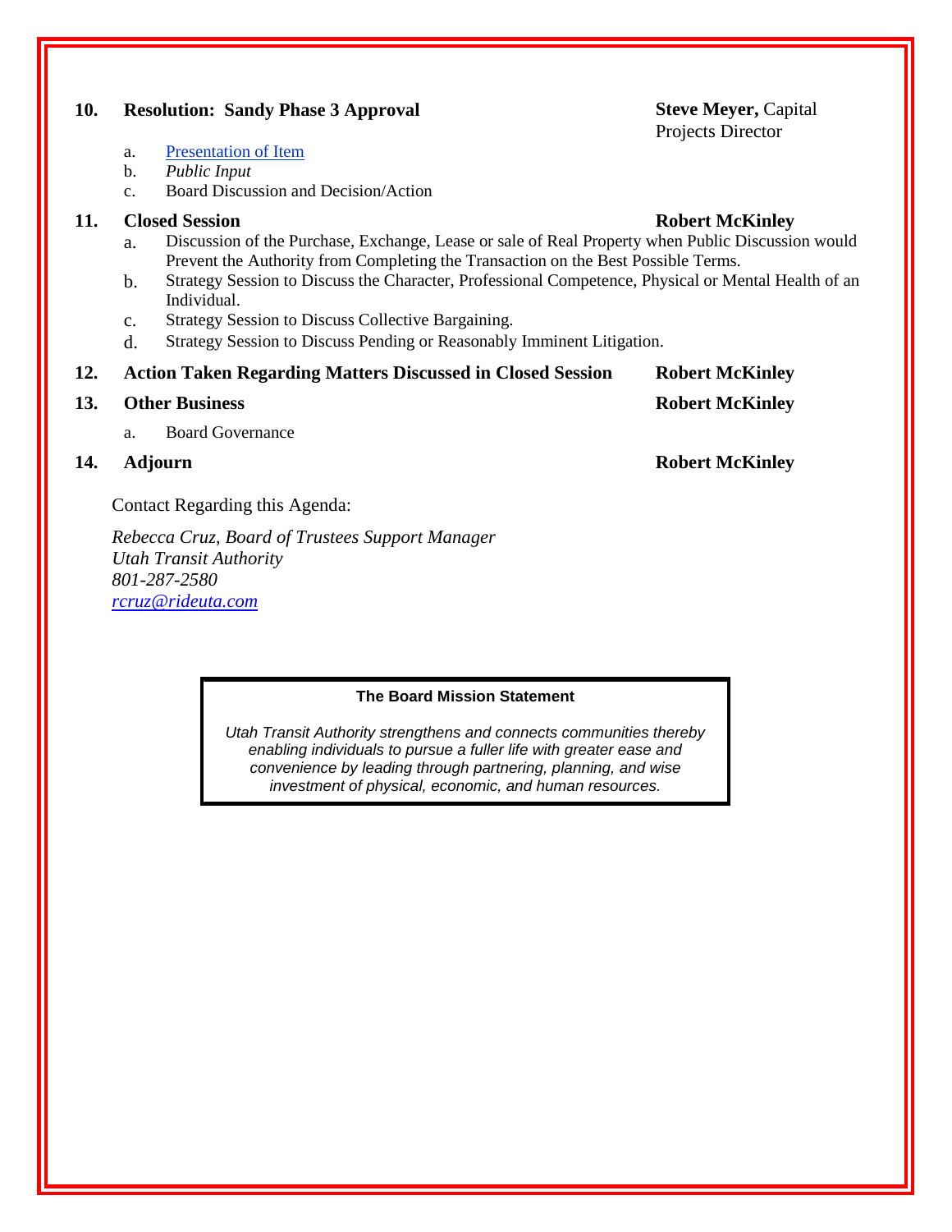**10. Resolution: Sandy Phase 3 Approval** — **Steve Meyer,** Capital Projects Director

a. Presentation of Item
b. *Public Input*
c. Board Discussion and Decision/Action

**11. Closed Session** — **Robert McKinley**

a. Discussion of the Purchase, Exchange, Lease or sale of Real Property when Public Discussion would Prevent the Authority from Completing the Transaction on the Best Possible Terms.
b. Strategy Session to Discuss the Character, Professional Competence, Physical or Mental Health of an Individual.
c. Strategy Session to Discuss Collective Bargaining.
d. Strategy Session to Discuss Pending or Reasonably Imminent Litigation.

**12. Action Taken Regarding Matters Discussed in Closed Session** — **Robert McKinley**

**13. Other Business** — **Robert McKinley**

a. Board Governance

**14. Adjourn** — **Robert McKinley**

Contact Regarding this Agenda:

*Rebecca Cruz, Board of Trustees Support Manager*
*Utah Transit Authority*
*801-287-2580*
*rcruz@rideuta.com*

**The Board Mission Statement**

*Utah Transit Authority strengthens and connects communities thereby enabling individuals to pursue a fuller life with greater ease and convenience by leading through partnering, planning, and wise investment of physical, economic, and human resources.*